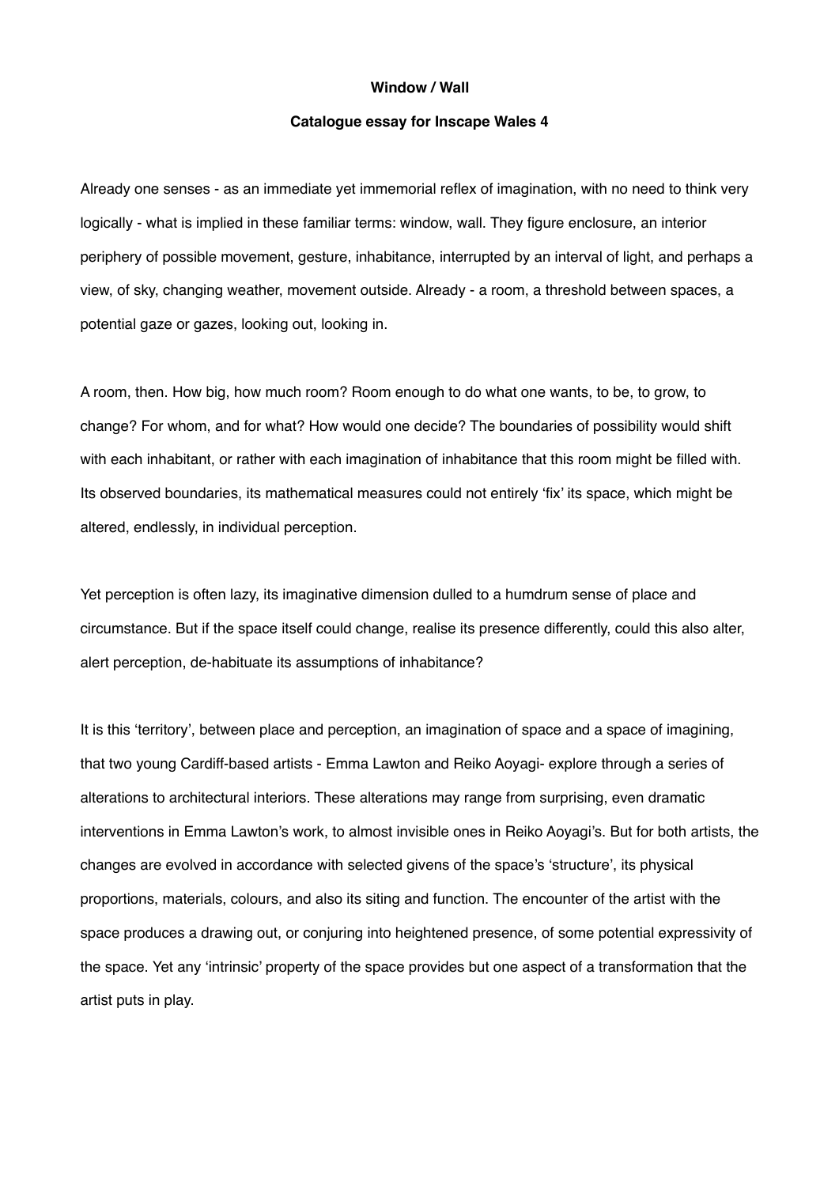**Window / Wall**

**Catalogue essay for Inscape Wales 4**

Already one senses - as an immediate yet immemorial reflex of imagination, with no need to think very logically - what is implied in these familiar terms: window, wall. They figure enclosure, an interior periphery of possible movement, gesture, inhabitance, interrupted by an interval of light, and perhaps a view, of sky, changing weather, movement outside. Already - a room, a threshold between spaces, a potential gaze or gazes, looking out, looking in.

A room, then. How big, how much room? Room enough to do what one wants, to be, to grow, to change? For whom, and for what? How would one decide? The boundaries of possibility would shift with each inhabitant, or rather with each imagination of inhabitance that this room might be filled with. Its observed boundaries, its mathematical measures could not entirely 'fix' its space, which might be altered, endlessly, in individual perception.

Yet perception is often lazy, its imaginative dimension dulled to a humdrum sense of place and circumstance. But if the space itself could change, realise its presence differently, could this also alter, alert perception, de-habituate its assumptions of inhabitance?

It is this 'territory', between place and perception, an imagination of space and a space of imagining, that two young Cardiff-based artists - Emma Lawton and Reiko Aoyagi- explore through a series of alterations to architectural interiors. These alterations may range from surprising, even dramatic interventions in Emma Lawton's work, to almost invisible ones in Reiko Aoyagi's. But for both artists, the changes are evolved in accordance with selected givens of the space's 'structure', its physical proportions, materials, colours, and also its siting and function. The encounter of the artist with the space produces a drawing out, or conjuring into heightened presence, of some potential expressivity of the space. Yet any 'intrinsic' property of the space provides but one aspect of a transformation that the artist puts in play.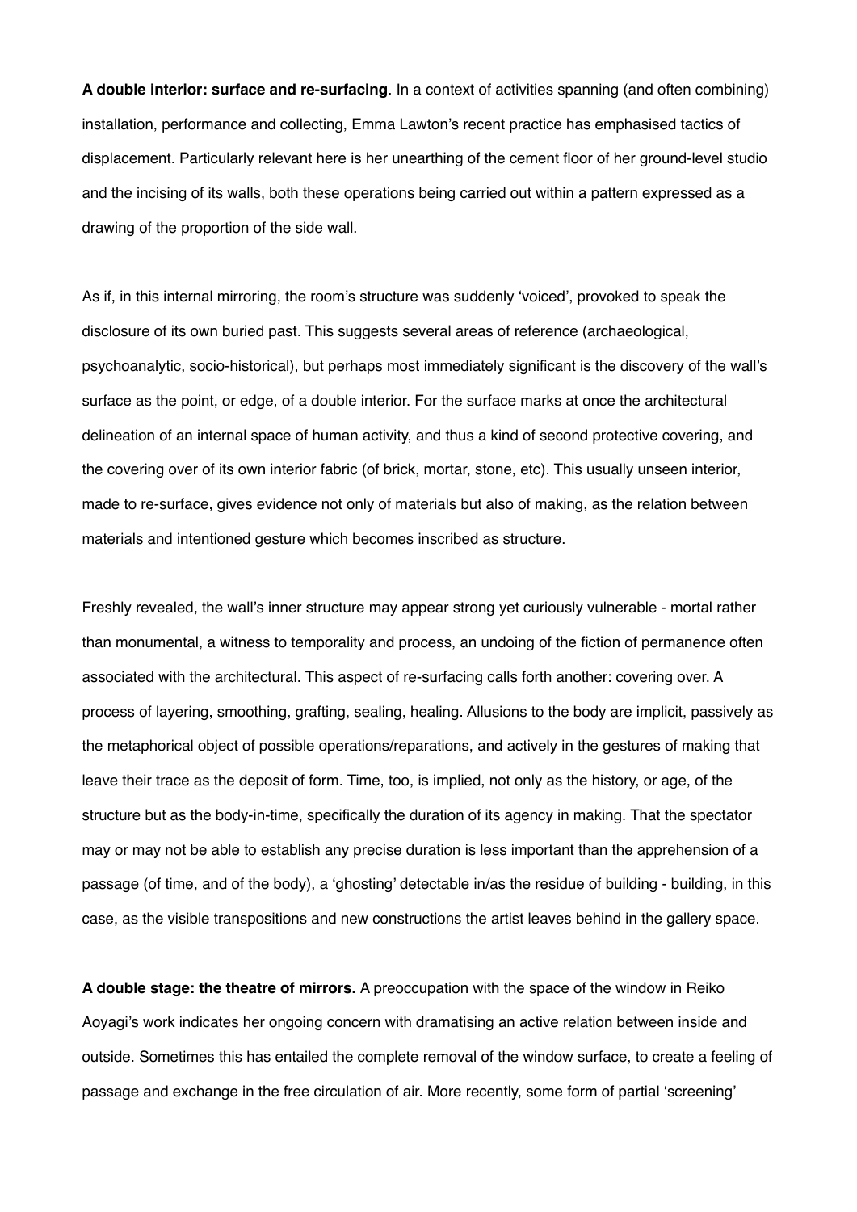**A double interior: surface and re-surfacing**. In a context of activities spanning (and often combining) installation, performance and collecting, Emma Lawton's recent practice has emphasised tactics of displacement. Particularly relevant here is her unearthing of the cement floor of her ground-level studio and the incising of its walls, both these operations being carried out within a pattern expressed as a drawing of the proportion of the side wall.

As if, in this internal mirroring, the room's structure was suddenly 'voiced', provoked to speak the disclosure of its own buried past. This suggests several areas of reference (archaeological, psychoanalytic, socio-historical), but perhaps most immediately significant is the discovery of the wall's surface as the point, or edge, of a double interior. For the surface marks at once the architectural delineation of an internal space of human activity, and thus a kind of second protective covering, and the covering over of its own interior fabric (of brick, mortar, stone, etc). This usually unseen interior, made to re-surface, gives evidence not only of materials but also of making, as the relation between materials and intentioned gesture which becomes inscribed as structure.

Freshly revealed, the wall's inner structure may appear strong yet curiously vulnerable - mortal rather than monumental, a witness to temporality and process, an undoing of the fiction of permanence often associated with the architectural. This aspect of re-surfacing calls forth another: covering over. A process of layering, smoothing, grafting, sealing, healing. Allusions to the body are implicit, passively as the metaphorical object of possible operations/reparations, and actively in the gestures of making that leave their trace as the deposit of form. Time, too, is implied, not only as the history, or age, of the structure but as the body-in-time, specifically the duration of its agency in making. That the spectator may or may not be able to establish any precise duration is less important than the apprehension of a passage (of time, and of the body), a 'ghosting' detectable in/as the residue of building - building, in this case, as the visible transpositions and new constructions the artist leaves behind in the gallery space.

**A double stage: the theatre of mirrors.** A preoccupation with the space of the window in Reiko Aoyagi's work indicates her ongoing concern with dramatising an active relation between inside and outside. Sometimes this has entailed the complete removal of the window surface, to create a feeling of passage and exchange in the free circulation of air. More recently, some form of partial 'screening'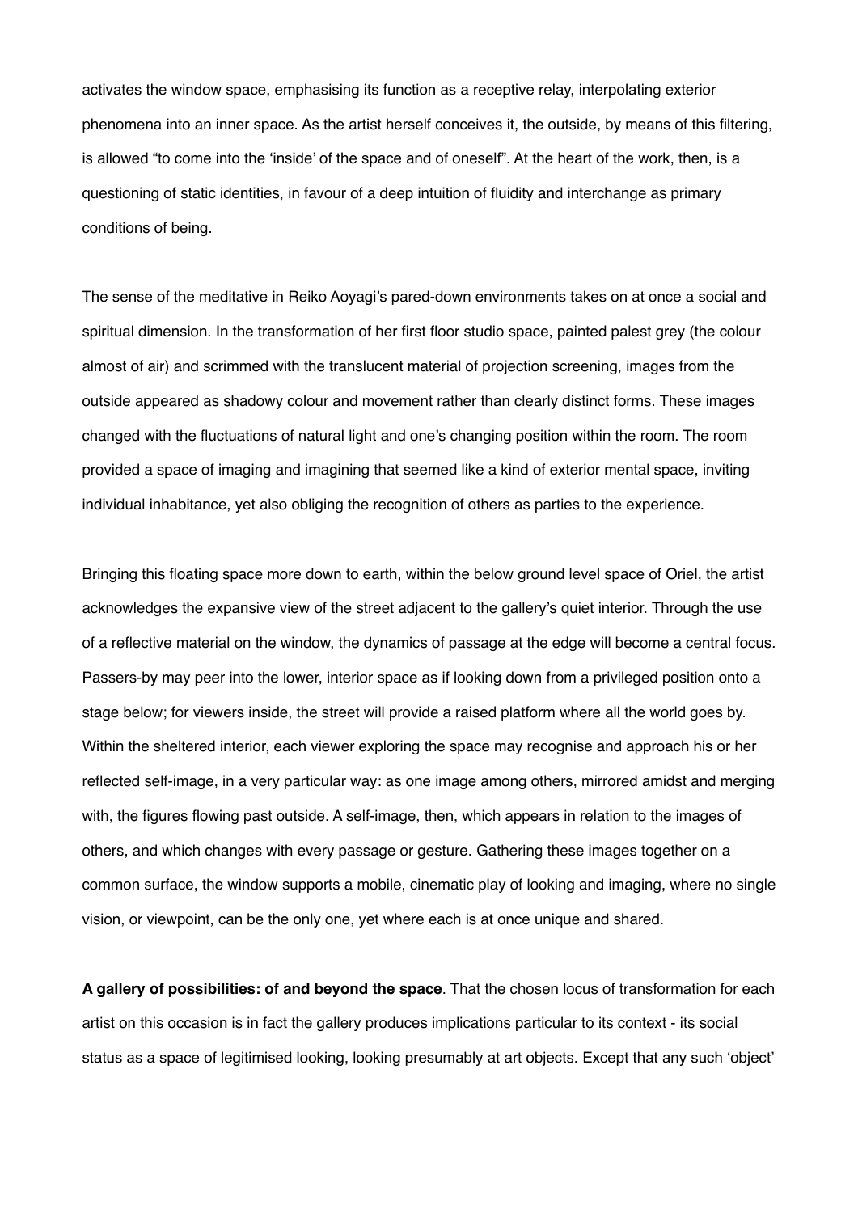activates the window space, emphasising its function as a receptive relay, interpolating exterior phenomena into an inner space. As the artist herself conceives it, the outside, by means of this filtering, is allowed "to come into the 'inside' of the space and of oneself". At the heart of the work, then, is a questioning of static identities, in favour of a deep intuition of fluidity and interchange as primary conditions of being.

The sense of the meditative in Reiko Aoyagi's pared-down environments takes on at once a social and spiritual dimension. In the transformation of her first floor studio space, painted palest grey (the colour almost of air) and scrimmed with the translucent material of projection screening, images from the outside appeared as shadowy colour and movement rather than clearly distinct forms. These images changed with the fluctuations of natural light and one's changing position within the room. The room provided a space of imaging and imagining that seemed like a kind of exterior mental space, inviting individual inhabitance, yet also obliging the recognition of others as parties to the experience.

Bringing this floating space more down to earth, within the below ground level space of Oriel, the artist acknowledges the expansive view of the street adjacent to the gallery's quiet interior. Through the use of a reflective material on the window, the dynamics of passage at the edge will become a central focus. Passers-by may peer into the lower, interior space as if looking down from a privileged position onto a stage below; for viewers inside, the street will provide a raised platform where all the world goes by. Within the sheltered interior, each viewer exploring the space may recognise and approach his or her reflected self-image, in a very particular way: as one image among others, mirrored amidst and merging with, the figures flowing past outside. A self-image, then, which appears in relation to the images of others, and which changes with every passage or gesture. Gathering these images together on a common surface, the window supports a mobile, cinematic play of looking and imaging, where no single vision, or viewpoint, can be the only one, yet where each is at once unique and shared.

**A gallery of possibilities: of and beyond the space**. That the chosen locus of transformation for each artist on this occasion is in fact the gallery produces implications particular to its context - its social status as a space of legitimised looking, looking presumably at art objects. Except that any such 'object'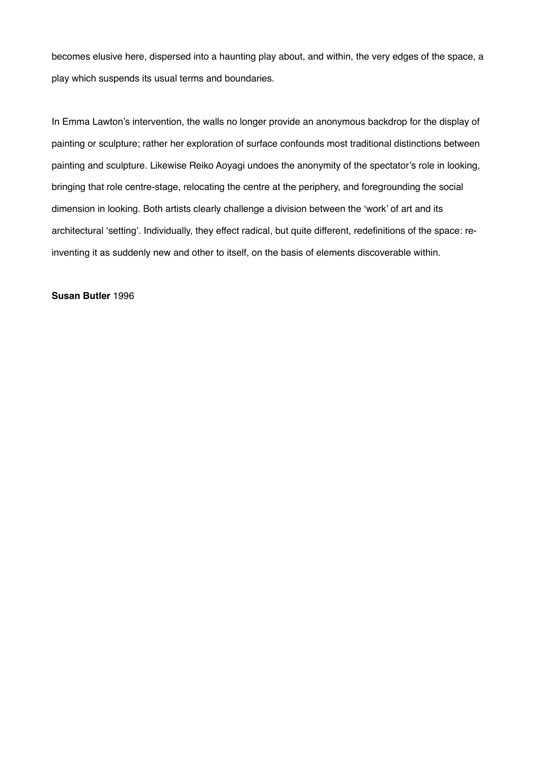becomes elusive here, dispersed into a haunting play about, and within, the very edges of the space, a play which suspends its usual terms and boundaries.

In Emma Lawton's intervention, the walls no longer provide an anonymous backdrop for the display of painting or sculpture; rather her exploration of surface confounds most traditional distinctions between painting and sculpture. Likewise Reiko Aoyagi undoes the anonymity of the spectator's role in looking, bringing that role centre-stage, relocating the centre at the periphery, and foregrounding the social dimension in looking. Both artists clearly challenge a division between the 'work' of art and its architectural 'setting'. Individually, they effect radical, but quite different, redefinitions of the space: re-inventing it as suddenly new and other to itself, on the basis of elements discoverable within.

**Susan Butler** 1996